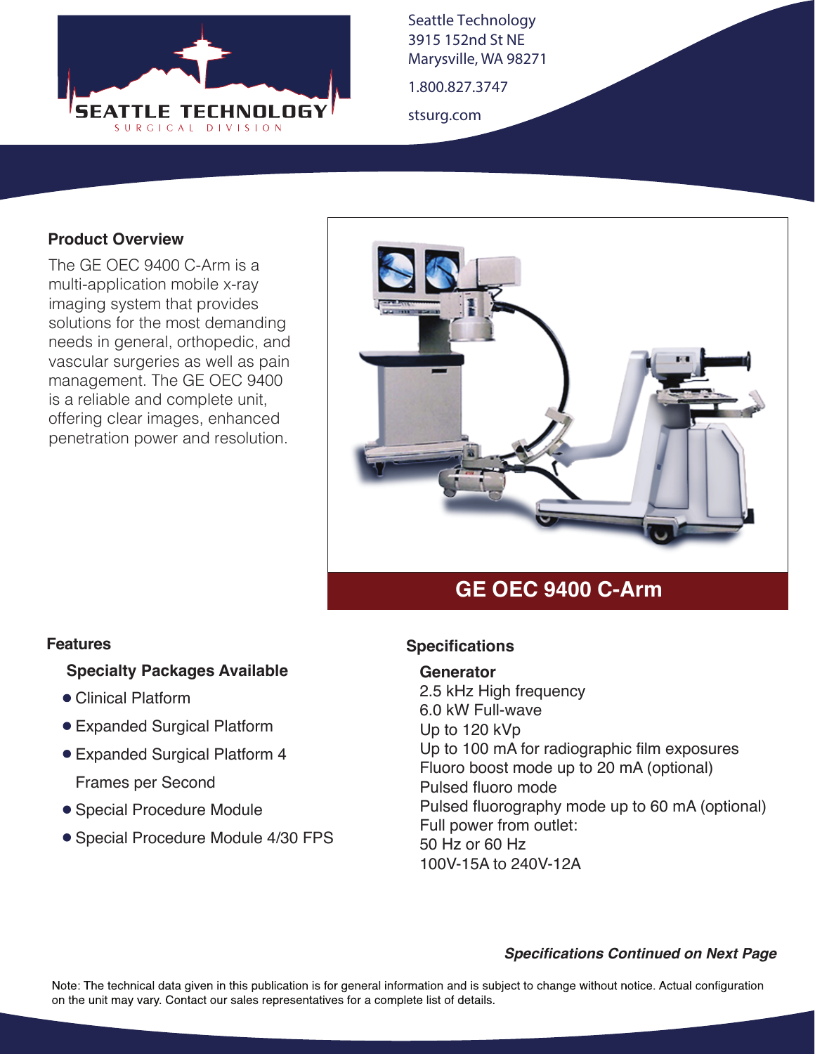SEATTLE TECHNOLOGY
SURGICAL DIVISION

Seattle Technology
3915 152nd St NE
Marysville, WA 98271

1.800.827.3747

stsurg.com

## Product Overview

The GE OEC 9400 C-Arm is a multi-application mobile x-ray imaging system that provides solutions for the most demanding needs in general, orthopedic, and vascular surgeries as well as pain management. The GE OEC 9400 is a reliable and complete unit, offering clear images, enhanced penetration power and resolution.

# GE OEC 9400 C-Arm

## Features

### Specialty Packages Available

- Clinical Platform
- Expanded Surgical Platform
- Expanded Surgical Platform 4 Frames per Second
- Special Procedure Module
- Special Procedure Module 4/30 FPS

## Specifications

### Generator

2.5 kHz High frequency
6.0 kW Full-wave
Up to 120 kVp
Up to 100 mA for radiographic film exposures
Fluoro boost mode up to 20 mA (optional)
Pulsed fluoro mode
Pulsed fluorography mode up to 60 mA (optional)
Full power from outlet:
50 Hz or 60 Hz
100V-15A to 240V-12A

***Specifications Continued on Next Page***

Note: The technical data given in this publication is for general information and is subject to change without notice. Actual configuration on the unit may vary. Contact our sales representatives for a complete list of details.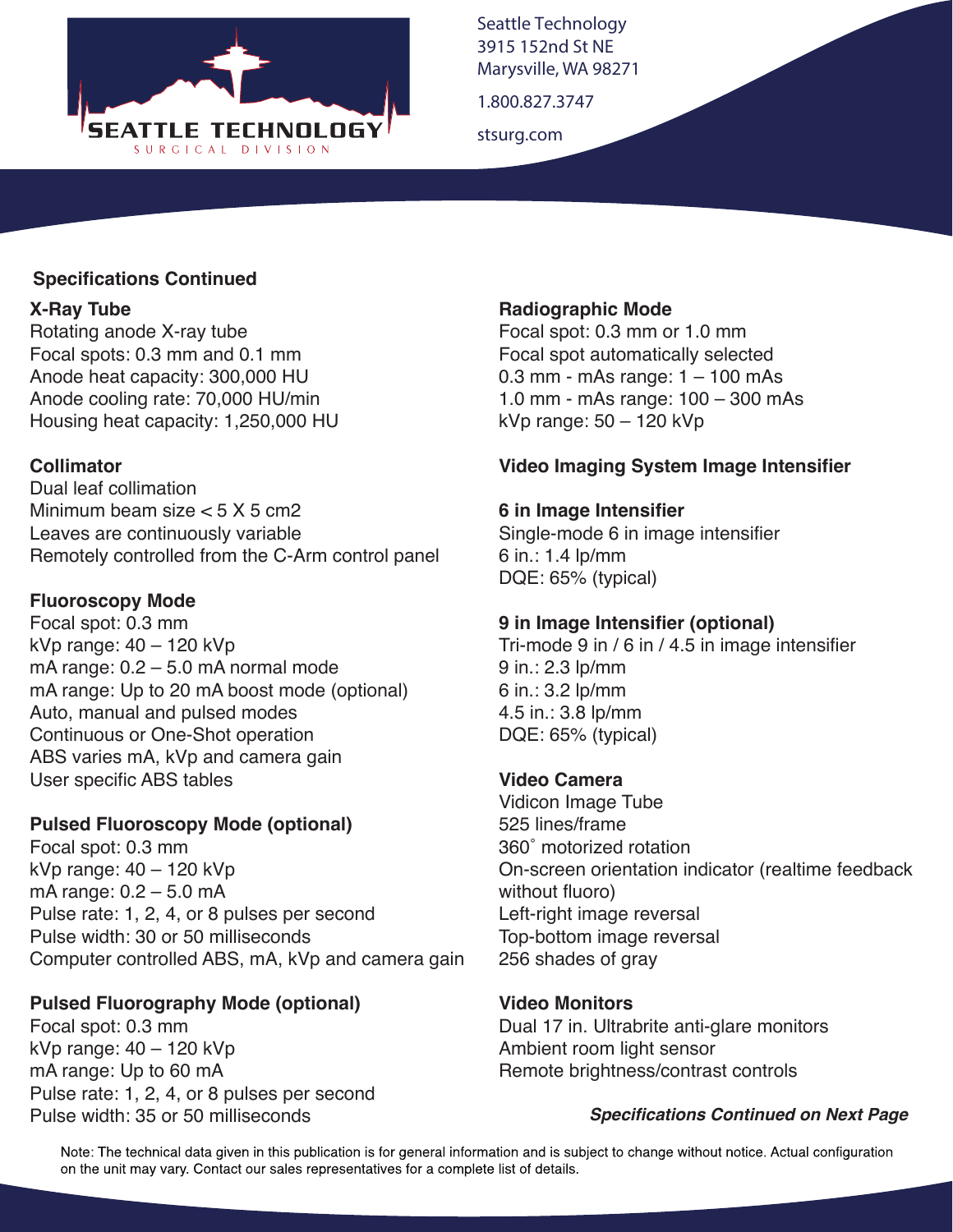Seattle Technology
3915 152nd St NE
Marysville, WA 98271

1.800.827.3747

stsurg.com

## Specifications Continued

### X-Ray Tube
Rotating anode X-ray tube
Focal spots: 0.3 mm and 0.1 mm
Anode heat capacity: 300,000 HU
Anode cooling rate: 70,000 HU/min
Housing heat capacity: 1,250,000 HU

### Collimator
Dual leaf collimation
Minimum beam size < 5 X 5 cm2
Leaves are continuously variable
Remotely controlled from the C-Arm control panel

### Fluoroscopy Mode
Focal spot: 0.3 mm
kVp range: 40 – 120 kVp
mA range: 0.2 – 5.0 mA normal mode
mA range: Up to 20 mA boost mode (optional)
Auto, manual and pulsed modes
Continuous or One-Shot operation
ABS varies mA, kVp and camera gain
User specific ABS tables

### Pulsed Fluoroscopy Mode (optional)
Focal spot: 0.3 mm
kVp range: 40 – 120 kVp
mA range: 0.2 – 5.0 mA
Pulse rate: 1, 2, 4, or 8 pulses per second
Pulse width: 30 or 50 milliseconds
Computer controlled ABS, mA, kVp and camera gain

### Pulsed Fluorography Mode (optional)
Focal spot: 0.3 mm
kVp range: 40 – 120 kVp
mA range: Up to 60 mA
Pulse rate: 1, 2, 4, or 8 pulses per second
Pulse width: 35 or 50 milliseconds

### Radiographic Mode
Focal spot: 0.3 mm or 1.0 mm
Focal spot automatically selected
0.3 mm - mAs range: 1 – 100 mAs
1.0 mm - mAs range: 100 – 300 mAs
kVp range: 50 – 120 kVp

### Video Imaging System Image Intensifier

### 6 in Image Intensifier
Single-mode 6 in image intensifier
6 in.: 1.4 lp/mm
DQE: 65% (typical)

### 9 in Image Intensifier (optional)
Tri-mode 9 in / 6 in / 4.5 in image intensifier
9 in.: 2.3 lp/mm
6 in.: 3.2 lp/mm
4.5 in.: 3.8 lp/mm
DQE: 65% (typical)

### Video Camera
Vidicon Image Tube
525 lines/frame
360˚ motorized rotation
On-screen orientation indicator (realtime feedback without fluoro)
Left-right image reversal
Top-bottom image reversal
256 shades of gray

### Video Monitors
Dual 17 in. Ultrabrite anti-glare monitors
Ambient room light sensor
Remote brightness/contrast controls

***Specifications Continued on Next Page***

Note: The technical data given in this publication is for general information and is subject to change without notice. Actual configuration on the unit may vary. Contact our sales representatives for a complete list of details.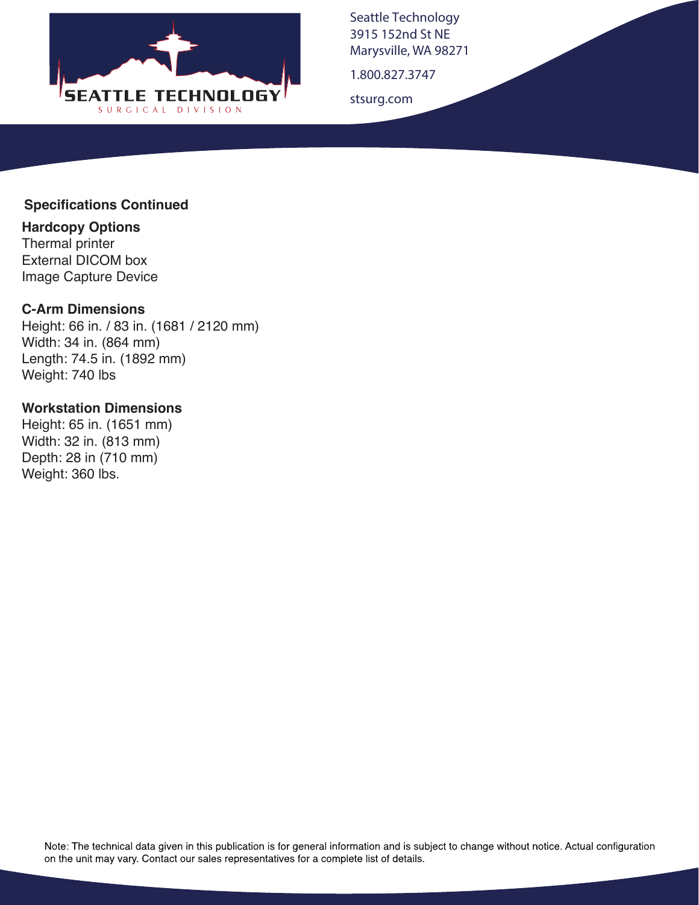Seattle Technology
3915 152nd St NE
Marysville, WA 98271

1.800.827.3747

stsurg.com

## Specifications Continued

**Hardcopy Options**
Thermal printer
External DICOM box
Image Capture Device

**C-Arm Dimensions**
Height: 66 in. / 83 in. (1681 / 2120 mm)
Width: 34 in. (864 mm)
Length: 74.5 in. (1892 mm)
Weight: 740 lbs

**Workstation Dimensions**
Height: 65 in. (1651 mm)
Width: 32 in. (813 mm)
Depth: 28 in (710 mm)
Weight: 360 lbs.

Note: The technical data given in this publication is for general information and is subject to change without notice. Actual configuration on the unit may vary. Contact our sales representatives for a complete list of details.